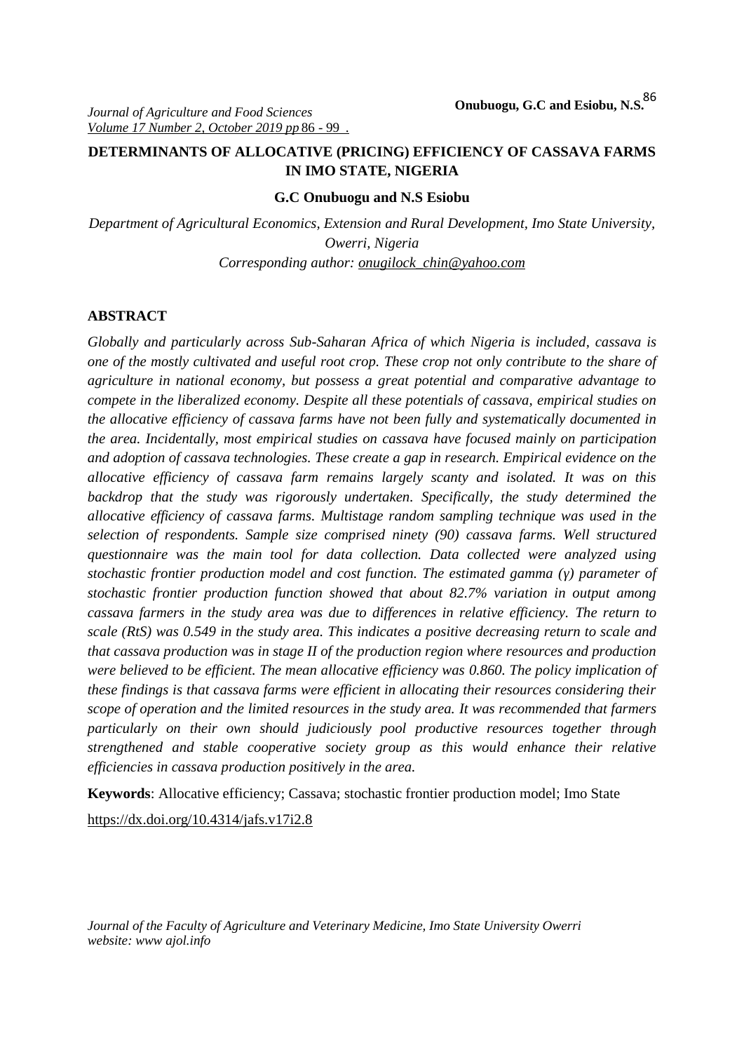# DETERMINANTS OF ALLOCATIVE (PRICING) EFFICIENCY OF CASSAVA FARMS IN IMO STATE, NIGERIA

**G.C Onubuogu and N.S Esiobu**

*Department of Agricultural Economics, Extension and Rural Development, Imo State University, Owerri, Nigeria*

*Corresponding author: onugilock_chin@yahoo.com*

## ABSTRACT

*Globally and particularly across Sub-Saharan Africa of which Nigeria is included, cassava is one of the mostly cultivated and useful root crop. These crop not only contribute to the share of agriculture in national economy, but possess a great potential and comparative advantage to compete in the liberalized economy. Despite all these potentials of cassava, empirical studies on the allocative efficiency of cassava farms have not been fully and systematically documented in the area. Incidentally, most empirical studies on cassava have focused mainly on participation and adoption of cassava technologies. These create a gap in research. Empirical evidence on the allocative efficiency of cassava farm remains largely scanty and isolated. It was on this backdrop that the study was rigorously undertaken. Specifically, the study determined the allocative efficiency of cassava farms. Multistage random sampling technique was used in the selection of respondents. Sample size comprised ninety (90) cassava farms. Well structured questionnaire was the main tool for data collection. Data collected were analyzed using stochastic frontier production model and cost function. The estimated gamma (γ) parameter of stochastic frontier production function showed that about 82.7% variation in output among cassava farmers in the study area was due to differences in relative efficiency. The return to scale (RtS) was 0.549 in the study area. This indicates a positive decreasing return to scale and that cassava production was in stage II of the production region where resources and production were believed to be efficient. The mean allocative efficiency was 0.860. The policy implication of these findings is that cassava farms were efficient in allocating their resources considering their scope of operation and the limited resources in the study area. It was recommended that farmers particularly on their own should judiciously pool productive resources together through strengthened and stable cooperative society group as this would enhance their relative efficiencies in cassava production positively in the area.*

**Keywords**: Allocative efficiency; Cassava; stochastic frontier production model; Imo State

https://dx.doi.org/10.4314/jafs.v17i2.8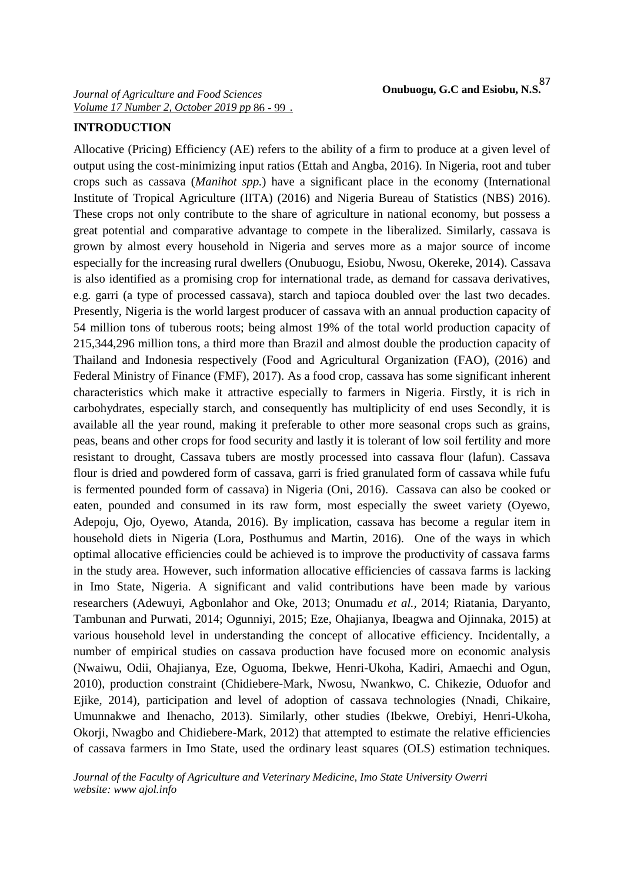## INTRODUCTION

Allocative (Pricing) Efficiency (AE) refers to the ability of a firm to produce at a given level of output using the cost-minimizing input ratios (Ettah and Angba, 2016). In Nigeria, root and tuber crops such as cassava (*Manihot spp.*) have a significant place in the economy (International Institute of Tropical Agriculture (IITA) (2016) and Nigeria Bureau of Statistics (NBS) 2016). These crops not only contribute to the share of agriculture in national economy, but possess a great potential and comparative advantage to compete in the liberalized. Similarly, cassava is grown by almost every household in Nigeria and serves more as a major source of income especially for the increasing rural dwellers (Onubuogu, Esiobu, Nwosu, Okereke, 2014). Cassava is also identified as a promising crop for international trade, as demand for cassava derivatives, e.g. garri (a type of processed cassava), starch and tapioca doubled over the last two decades. Presently, Nigeria is the world largest producer of cassava with an annual production capacity of 54 million tons of tuberous roots; being almost 19% of the total world production capacity of 215,344,296 million tons, a third more than Brazil and almost double the production capacity of Thailand and Indonesia respectively (Food and Agricultural Organization (FAO), (2016) and Federal Ministry of Finance (FMF), 2017). As a food crop, cassava has some significant inherent characteristics which make it attractive especially to farmers in Nigeria. Firstly, it is rich in carbohydrates, especially starch, and consequently has multiplicity of end uses Secondly, it is available all the year round, making it preferable to other more seasonal crops such as grains, peas, beans and other crops for food security and lastly it is tolerant of low soil fertility and more resistant to drought, Cassava tubers are mostly processed into cassava flour (lafun). Cassava flour is dried and powdered form of cassava, garri is fried granulated form of cassava while fufu is fermented pounded form of cassava) in Nigeria (Oni, 2016). Cassava can also be cooked or eaten, pounded and consumed in its raw form, most especially the sweet variety (Oyewo, Adepoju, Ojo, Oyewo, Atanda, 2016). By implication, cassava has become a regular item in household diets in Nigeria (Lora, Posthumus and Martin, 2016). One of the ways in which optimal allocative efficiencies could be achieved is to improve the productivity of cassava farms in the study area. However, such information allocative efficiencies of cassava farms is lacking in Imo State, Nigeria. A significant and valid contributions have been made by various researchers (Adewuyi, Agbonlahor and Oke, 2013; Onumadu *et al.*, 2014; Riatania, Daryanto, Tambunan and Purwati, 2014; Ogunniyi, 2015; Eze, Ohajianya, Ibeagwa and Ojinnaka, 2015) at various household level in understanding the concept of allocative efficiency. Incidentally, a number of empirical studies on cassava production have focused more on economic analysis (Nwaiwu, Odii, Ohajianya, Eze, Oguoma, Ibekwe, Henri-Ukoha, Kadiri, Amaechi and Ogun, 2010), production constraint (Chidiebere-Mark, Nwosu, Nwankwo, C. Chikezie, Oduofor and Ejike, 2014), participation and level of adoption of cassava technologies (Nnadi, Chikaire, Umunnakwe and Ihenacho, 2013). Similarly, other studies (Ibekwe, Orebiyi, Henri-Ukoha, Okorji, Nwagbo and Chidiebere-Mark, 2012) that attempted to estimate the relative efficiencies of cassava farmers in Imo State, used the ordinary least squares (OLS) estimation techniques.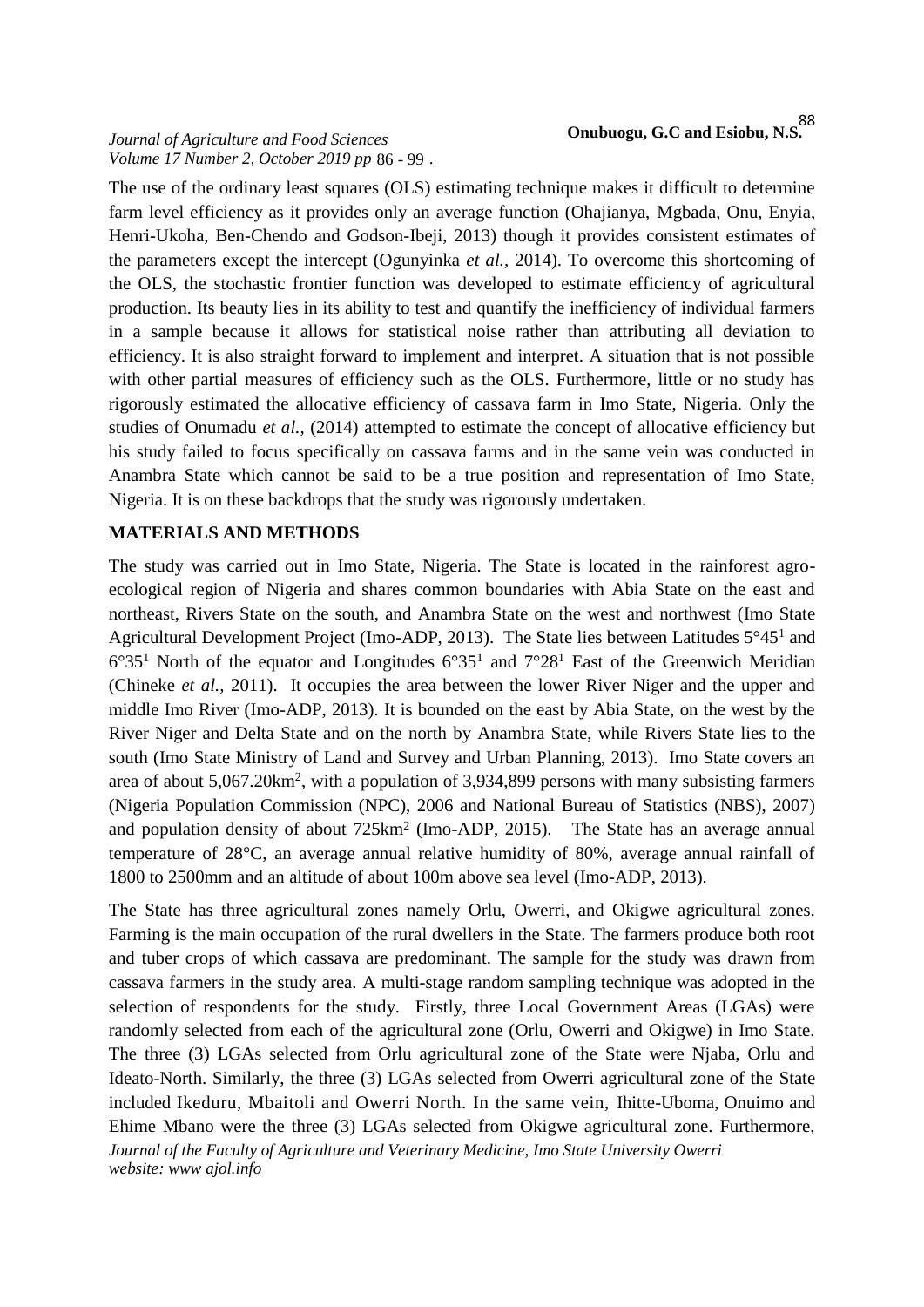The use of the ordinary least squares (OLS) estimating technique makes it difficult to determine farm level efficiency as it provides only an average function (Ohajianya, Mgbada, Onu, Enyia, Henri-Ukoha, Ben-Chendo and Godson-Ibeji, 2013) though it provides consistent estimates of the parameters except the intercept (Ogunyinka *et al.,* 2014). To overcome this shortcoming of the OLS, the stochastic frontier function was developed to estimate efficiency of agricultural production. Its beauty lies in its ability to test and quantify the inefficiency of individual farmers in a sample because it allows for statistical noise rather than attributing all deviation to efficiency. It is also straight forward to implement and interpret. A situation that is not possible with other partial measures of efficiency such as the OLS. Furthermore, little or no study has rigorously estimated the allocative efficiency of cassava farm in Imo State, Nigeria. Only the studies of Onumadu *et al.,* (2014) attempted to estimate the concept of allocative efficiency but his study failed to focus specifically on cassava farms and in the same vein was conducted in Anambra State which cannot be said to be a true position and representation of Imo State, Nigeria. It is on these backdrops that the study was rigorously undertaken.

## MATERIALS AND METHODS

The study was carried out in Imo State, Nigeria. The State is located in the rainforest agro-ecological region of Nigeria and shares common boundaries with Abia State on the east and northeast, Rivers State on the south, and Anambra State on the west and northwest (Imo State Agricultural Development Project (Imo-ADP, 2013). The State lies between Latitudes 5°45[1] and 6°35[1] North of the equator and Longitudes 6°35[1] and 7°28[1] East of the Greenwich Meridian (Chineke *et al.,* 2011). It occupies the area between the lower River Niger and the upper and middle Imo River (Imo-ADP, 2013). It is bounded on the east by Abia State, on the west by the River Niger and Delta State and on the north by Anambra State, while Rivers State lies to the south (Imo State Ministry of Land and Survey and Urban Planning, 2013). Imo State covers an area of about 5,067.20km$^2$, with a population of 3,934,899 persons with many subsisting farmers (Nigeria Population Commission (NPC), 2006 and National Bureau of Statistics (NBS), 2007) and population density of about 725km$^2$ (Imo-ADP, 2015). The State has an average annual temperature of 28°C, an average annual relative humidity of 80%, average annual rainfall of 1800 to 2500mm and an altitude of about 100m above sea level (Imo-ADP, 2013).

The State has three agricultural zones namely Orlu, Owerri, and Okigwe agricultural zones. Farming is the main occupation of the rural dwellers in the State. The farmers produce both root and tuber crops of which cassava are predominant. The sample for the study was drawn from cassava farmers in the study area. A multi-stage random sampling technique was adopted in the selection of respondents for the study. Firstly, three Local Government Areas (LGAs) were randomly selected from each of the agricultural zone (Orlu, Owerri and Okigwe) in Imo State. The three (3) LGAs selected from Orlu agricultural zone of the State were Njaba, Orlu and Ideato-North. Similarly, the three (3) LGAs selected from Owerri agricultural zone of the State included Ikeduru, Mbaitoli and Owerri North. In the same vein, Ihitte-Uboma, Onuimo and Ehime Mbano were the three (3) LGAs selected from Okigwe agricultural zone. Furthermore,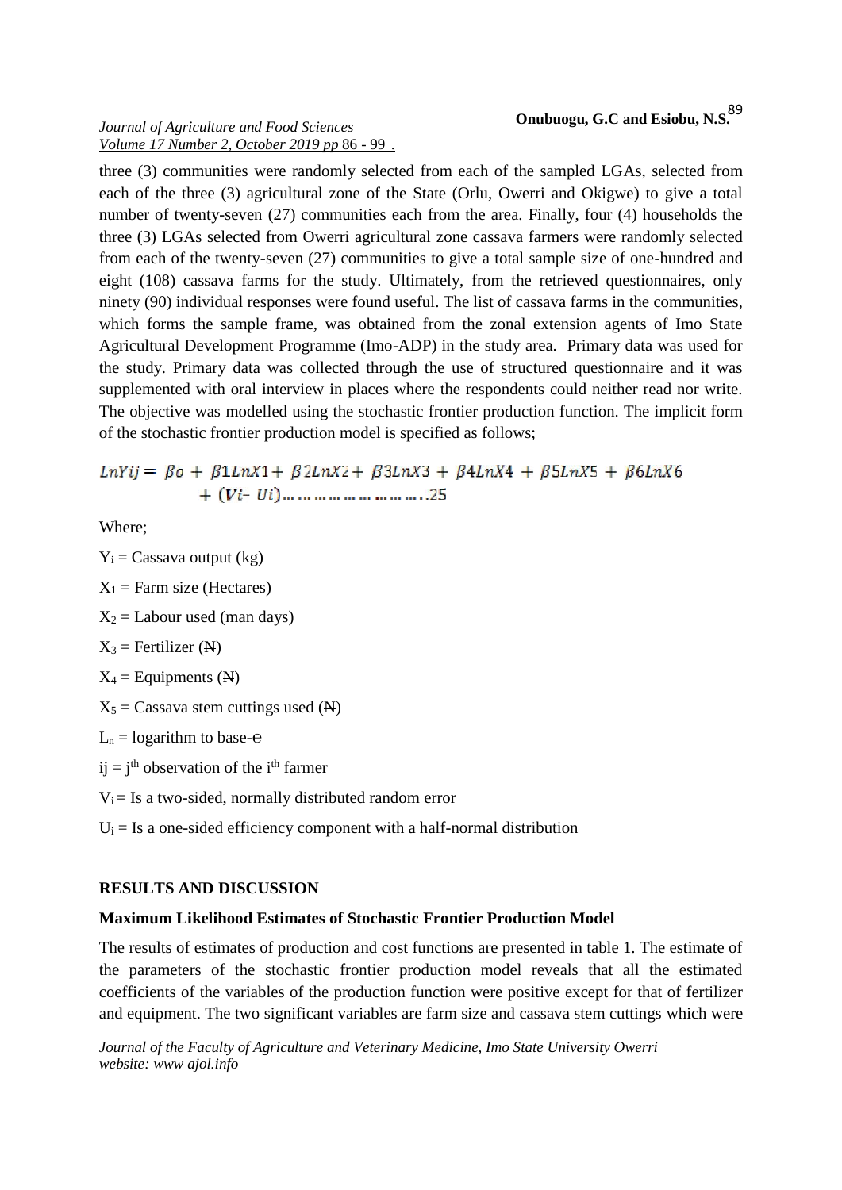three (3) communities were randomly selected from each of the sampled LGAs, selected from each of the three (3) agricultural zone of the State (Orlu, Owerri and Okigwe) to give a total number of twenty-seven (27) communities each from the area. Finally, four (4) households the three (3) LGAs selected from Owerri agricultural zone cassava farmers were randomly selected from each of the twenty-seven (27) communities to give a total sample size of one-hundred and eight (108) cassava farms for the study. Ultimately, from the retrieved questionnaires, only ninety (90) individual responses were found useful. The list of cassava farms in the communities, which forms the sample frame, was obtained from the zonal extension agents of Imo State Agricultural Development Programme (Imo-ADP) in the study area. Primary data was used for the study. Primary data was collected through the use of structured questionnaire and it was supplemented with oral interview in places where the respondents could neither read nor write. The objective was modelled using the stochastic frontier production function. The implicit form of the stochastic frontier production model is specified as follows;

$$LnYij = \beta o + \beta 1LnX1 + \beta 2LnX2 + \beta 3LnX3 + \beta 4LnX4 + \beta 5LnX5 + \beta 6LnX6 + (Vi - Ui) \ldots\ldots\ldots\ldots\ldots\ldots\ldots\ldots 25$$

Where;

$Y_i$ = Cassava output (kg)

$X_1$ = Farm size (Hectares)

$X_2$ = Labour used (man days)

$X_3$ = Fertilizer (₦)

$X_4$ = Equipments (₦)

$X_5$ = Cassava stem cuttings used (₦)

$L_n$ = logarithm to base-e

ij = $j^{th}$ observation of the $i^{th}$ farmer

$V_i$ = Is a two-sided, normally distributed random error

$U_i$ = Is a one-sided efficiency component with a half-normal distribution

## RESULTS AND DISCUSSION

### Maximum Likelihood Estimates of Stochastic Frontier Production Model

The results of estimates of production and cost functions are presented in table 1. The estimate of the parameters of the stochastic frontier production model reveals that all the estimated coefficients of the variables of the production function were positive except for that of fertilizer and equipment. The two significant variables are farm size and cassava stem cuttings which were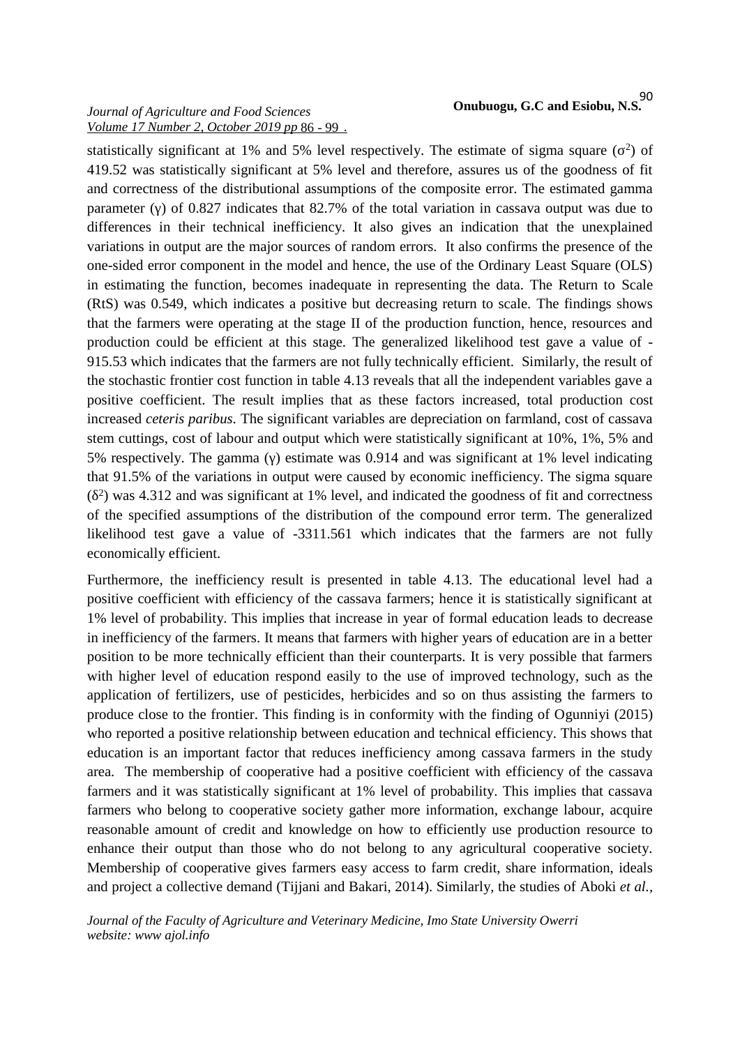statistically significant at 1% and 5% level respectively. The estimate of sigma square ($\sigma^2$) of 419.52 was statistically significant at 5% level and therefore, assures us of the goodness of fit and correctness of the distributional assumptions of the composite error. The estimated gamma parameter ($\gamma$) of 0.827 indicates that 82.7% of the total variation in cassava output was due to differences in their technical inefficiency. It also gives an indication that the unexplained variations in output are the major sources of random errors. It also confirms the presence of the one-sided error component in the model and hence, the use of the Ordinary Least Square (OLS) in estimating the function, becomes inadequate in representing the data. The Return to Scale (RtS) was 0.549, which indicates a positive but decreasing return to scale. The findings shows that the farmers were operating at the stage II of the production function, hence, resources and production could be efficient at this stage. The generalized likelihood test gave a value of -915.53 which indicates that the farmers are not fully technically efficient. Similarly, the result of the stochastic frontier cost function in table 4.13 reveals that all the independent variables gave a positive coefficient. The result implies that as these factors increased, total production cost increased *ceteris paribus*. The significant variables are depreciation on farmland, cost of cassava stem cuttings, cost of labour and output which were statistically significant at 10%, 1%, 5% and 5% respectively. The gamma ($\gamma$) estimate was 0.914 and was significant at 1% level indicating that 91.5% of the variations in output were caused by economic inefficiency. The sigma square ($\delta^2$) was 4.312 and was significant at 1% level, and indicated the goodness of fit and correctness of the specified assumptions of the distribution of the compound error term. The generalized likelihood test gave a value of -3311.561 which indicates that the farmers are not fully economically efficient.

Furthermore, the inefficiency result is presented in table 4.13. The educational level had a positive coefficient with efficiency of the cassava farmers; hence it is statistically significant at 1% level of probability. This implies that increase in year of formal education leads to decrease in inefficiency of the farmers. It means that farmers with higher years of education are in a better position to be more technically efficient than their counterparts. It is very possible that farmers with higher level of education respond easily to the use of improved technology, such as the application of fertilizers, use of pesticides, herbicides and so on thus assisting the farmers to produce close to the frontier. This finding is in conformity with the finding of Ogunniyi (2015) who reported a positive relationship between education and technical efficiency. This shows that education is an important factor that reduces inefficiency among cassava farmers in the study area. The membership of cooperative had a positive coefficient with efficiency of the cassava farmers and it was statistically significant at 1% level of probability. This implies that cassava farmers who belong to cooperative society gather more information, exchange labour, acquire reasonable amount of credit and knowledge on how to efficiently use production resource to enhance their output than those who do not belong to any agricultural cooperative society. Membership of cooperative gives farmers easy access to farm credit, share information, ideals and project a collective demand (Tijjani and Bakari, 2014). Similarly, the studies of Aboki *et al.*,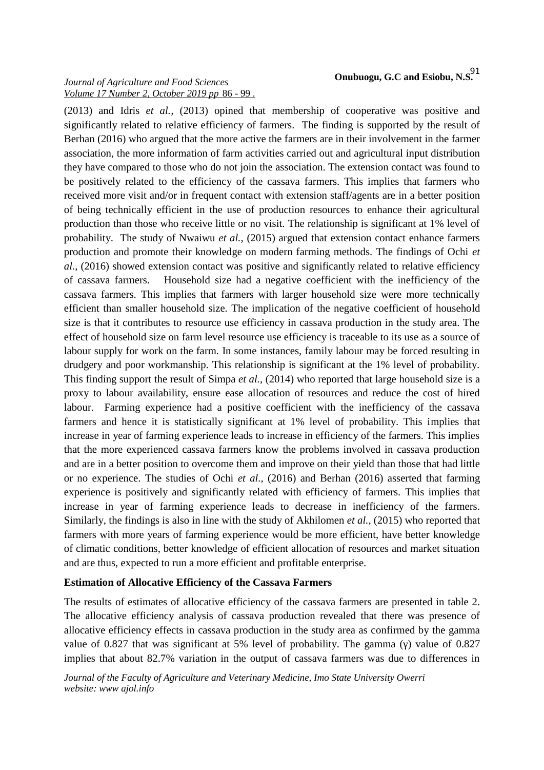(2013) and Idris *et al.,* (2013) opined that membership of cooperative was positive and significantly related to relative efficiency of farmers. The finding is supported by the result of Berhan (2016) who argued that the more active the farmers are in their involvement in the farmer association, the more information of farm activities carried out and agricultural input distribution they have compared to those who do not join the association. The extension contact was found to be positively related to the efficiency of the cassava farmers. This implies that farmers who received more visit and/or in frequent contact with extension staff/agents are in a better position of being technically efficient in the use of production resources to enhance their agricultural production than those who receive little or no visit. The relationship is significant at 1% level of probability. The study of Nwaiwu *et al.,* (2015) argued that extension contact enhance farmers production and promote their knowledge on modern farming methods. The findings of Ochi *et al.,* (2016) showed extension contact was positive and significantly related to relative efficiency of cassava farmers. Household size had a negative coefficient with the inefficiency of the cassava farmers. This implies that farmers with larger household size were more technically efficient than smaller household size. The implication of the negative coefficient of household size is that it contributes to resource use efficiency in cassava production in the study area. The effect of household size on farm level resource use efficiency is traceable to its use as a source of labour supply for work on the farm. In some instances, family labour may be forced resulting in drudgery and poor workmanship. This relationship is significant at the 1% level of probability. This finding support the result of Simpa *et al.,* (2014) who reported that large household size is a proxy to labour availability, ensure ease allocation of resources and reduce the cost of hired labour. Farming experience had a positive coefficient with the inefficiency of the cassava farmers and hence it is statistically significant at 1% level of probability. This implies that increase in year of farming experience leads to increase in efficiency of the farmers. This implies that the more experienced cassava farmers know the problems involved in cassava production and are in a better position to overcome them and improve on their yield than those that had little or no experience. The studies of Ochi *et al.,* (2016) and Berhan (2016) asserted that farming experience is positively and significantly related with efficiency of farmers. This implies that increase in year of farming experience leads to decrease in inefficiency of the farmers. Similarly, the findings is also in line with the study of Akhilomen *et al.,* (2015) who reported that farmers with more years of farming experience would be more efficient, have better knowledge of climatic conditions, better knowledge of efficient allocation of resources and market situation and are thus, expected to run a more efficient and profitable enterprise.

**Estimation of Allocative Efficiency of the Cassava Farmers**

The results of estimates of allocative efficiency of the cassava farmers are presented in table 2. The allocative efficiency analysis of cassava production revealed that there was presence of allocative efficiency effects in cassava production in the study area as confirmed by the gamma value of 0.827 that was significant at 5% level of probability. The gamma ($\gamma$) value of 0.827 implies that about 82.7% variation in the output of cassava farmers was due to differences in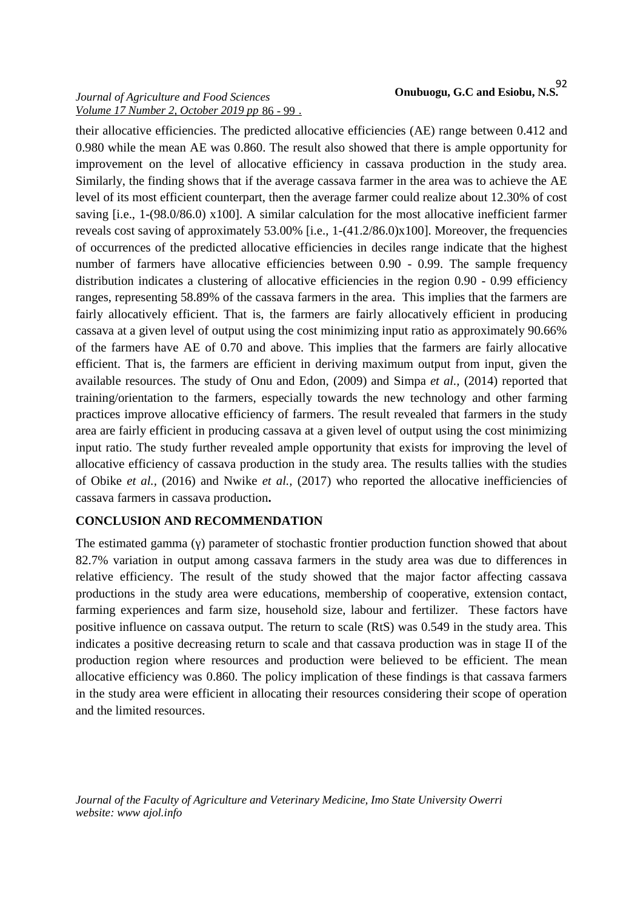their allocative efficiencies. The predicted allocative efficiencies (AE) range between 0.412 and 0.980 while the mean AE was 0.860. The result also showed that there is ample opportunity for improvement on the level of allocative efficiency in cassava production in the study area. Similarly, the finding shows that if the average cassava farmer in the area was to achieve the AE level of its most efficient counterpart, then the average farmer could realize about 12.30% of cost saving [i.e., 1-(98.0/86.0) x100]. A similar calculation for the most allocative inefficient farmer reveals cost saving of approximately 53.00% [i.e., 1-(41.2/86.0)x100]. Moreover, the frequencies of occurrences of the predicted allocative efficiencies in deciles range indicate that the highest number of farmers have allocative efficiencies between 0.90 - 0.99. The sample frequency distribution indicates a clustering of allocative efficiencies in the region 0.90 - 0.99 efficiency ranges, representing 58.89% of the cassava farmers in the area. This implies that the farmers are fairly allocatively efficient. That is, the farmers are fairly allocatively efficient in producing cassava at a given level of output using the cost minimizing input ratio as approximately 90.66% of the farmers have AE of 0.70 and above. This implies that the farmers are fairly allocative efficient. That is, the farmers are efficient in deriving maximum output from input, given the available resources. The study of Onu and Edon, (2009) and Simpa *et al.,* (2014) reported that training/orientation to the farmers, especially towards the new technology and other farming practices improve allocative efficiency of farmers. The result revealed that farmers in the study area are fairly efficient in producing cassava at a given level of output using the cost minimizing input ratio. The study further revealed ample opportunity that exists for improving the level of allocative efficiency of cassava production in the study area. The results tallies with the studies of Obike *et al.,* (2016) and Nwike *et al.,* (2017) who reported the allocative inefficiencies of cassava farmers in cassava production**.**

## CONCLUSION AND RECOMMENDATION

The estimated gamma ($\gamma$) parameter of stochastic frontier production function showed that about 82.7% variation in output among cassava farmers in the study area was due to differences in relative efficiency. The result of the study showed that the major factor affecting cassava productions in the study area were educations, membership of cooperative, extension contact, farming experiences and farm size, household size, labour and fertilizer. These factors have positive influence on cassava output. The return to scale (RtS) was 0.549 in the study area. This indicates a positive decreasing return to scale and that cassava production was in stage II of the production region where resources and production were believed to be efficient. The mean allocative efficiency was 0.860. The policy implication of these findings is that cassava farmers in the study area were efficient in allocating their resources considering their scope of operation and the limited resources.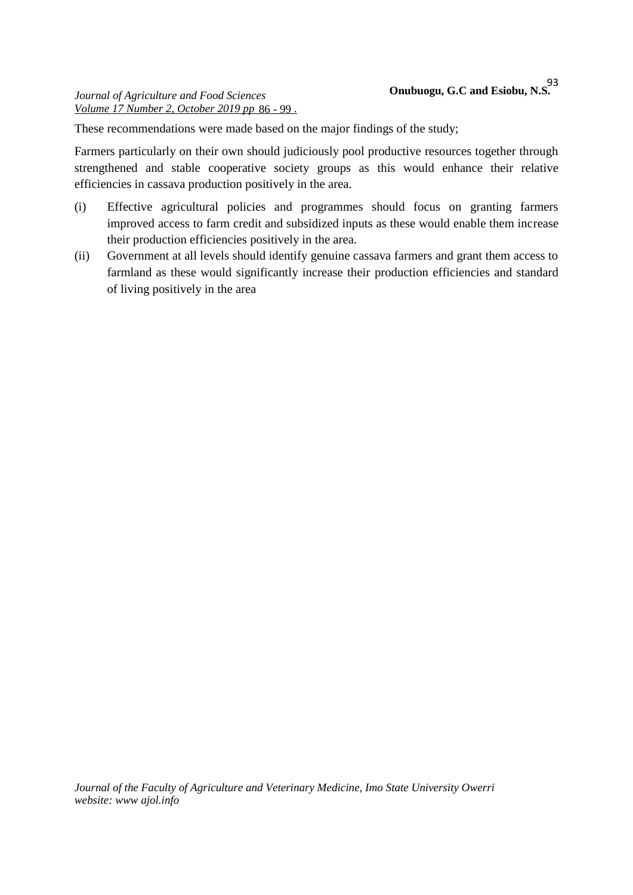These recommendations were made based on the major findings of the study;

Farmers particularly on their own should judiciously pool productive resources together through strengthened and stable cooperative society groups as this would enhance their relative efficiencies in cassava production positively in the area.

(i) Effective agricultural policies and programmes should focus on granting farmers improved access to farm credit and subsidized inputs as these would enable them increase their production efficiencies positively in the area.

(ii) Government at all levels should identify genuine cassava farmers and grant them access to farmland as these would significantly increase their production efficiencies and standard of living positively in the area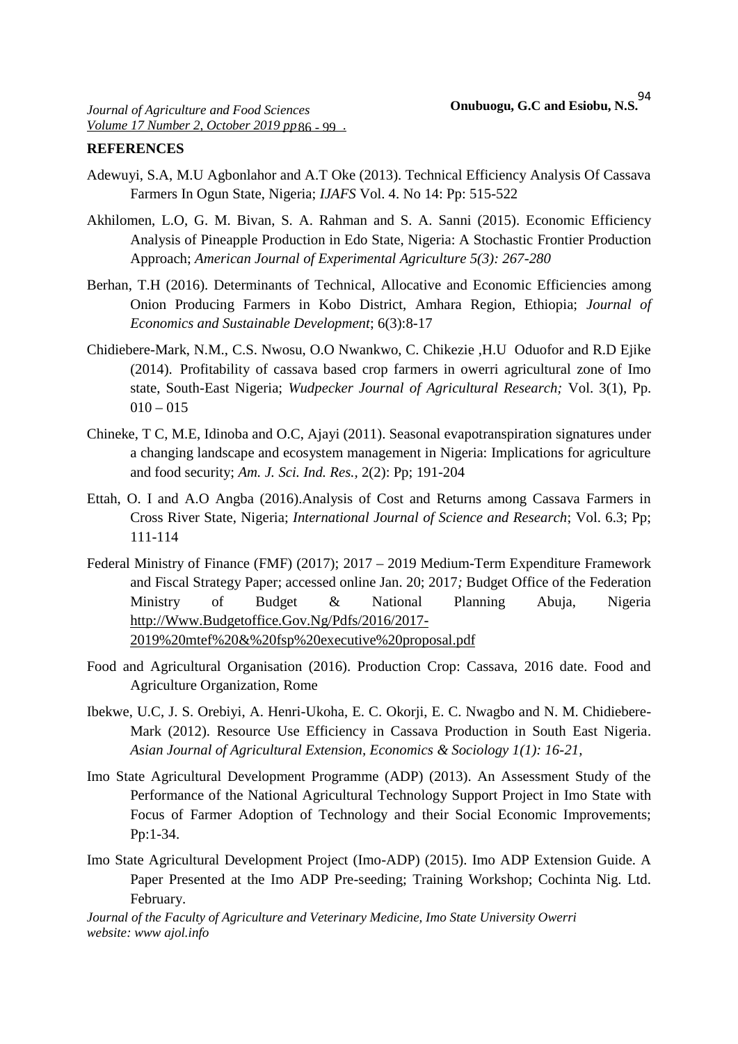## REFERENCES

Adewuyi, S.A, M.U Agbonlahor and A.T Oke (2013). Technical Efficiency Analysis Of Cassava Farmers In Ogun State, Nigeria; *IJAFS* Vol. 4. No 14: Pp: 515-522

Akhilomen, L.O, G. M. Bivan, S. A. Rahman and S. A. Sanni (2015). Economic Efficiency Analysis of Pineapple Production in Edo State, Nigeria: A Stochastic Frontier Production Approach; *American Journal of Experimental Agriculture 5(3): 267-280*

Berhan, T.H (2016). Determinants of Technical, Allocative and Economic Efficiencies among Onion Producing Farmers in Kobo District, Amhara Region, Ethiopia; *Journal of Economics and Sustainable Development*; 6(3):8-17

Chidiebere-Mark, N.M., C.S. Nwosu, O.O Nwankwo, C. Chikezie ,H.U Oduofor and R.D Ejike (2014). Profitability of cassava based crop farmers in owerri agricultural zone of Imo state, South-East Nigeria; *Wudpecker Journal of Agricultural Research;* Vol. 3(1), Pp. 010 – 015

Chineke, T C, M.E, Idinoba and O.C, Ajayi (2011). Seasonal evapotranspiration signatures under a changing landscape and ecosystem management in Nigeria: Implications for agriculture and food security; *Am. J. Sci. Ind. Res.,* 2(2): Pp; 191-204

Ettah, O. I and A.O Angba (2016).Analysis of Cost and Returns among Cassava Farmers in Cross River State, Nigeria; *International Journal of Science and Research*; Vol. 6.3; Pp; 111-114

Federal Ministry of Finance (FMF) (2017); 2017 – 2019 Medium-Term Expenditure Framework and Fiscal Strategy Paper; accessed online Jan. 20; 2017*;* Budget Office of the Federation Ministry of Budget & National Planning Abuja, Nigeria http://Www.Budgetoffice.Gov.Ng/Pdfs/2016/2017-2019%20mtef%20&%20fsp%20executive%20proposal.pdf

Food and Agricultural Organisation (2016). Production Crop: Cassava, 2016 date. Food and Agriculture Organization, Rome

Ibekwe, U.C, J. S. Orebiyi, A. Henri-Ukoha, E. C. Okorji, E. C. Nwagbo and N. M. Chidiebere-Mark (2012). Resource Use Efficiency in Cassava Production in South East Nigeria. *Asian Journal of Agricultural Extension, Economics & Sociology 1(1): 16-21,*

Imo State Agricultural Development Programme (ADP) (2013). An Assessment Study of the Performance of the National Agricultural Technology Support Project in Imo State with Focus of Farmer Adoption of Technology and their Social Economic Improvements; Pp:1-34.

Imo State Agricultural Development Project (Imo-ADP) (2015). Imo ADP Extension Guide. A Paper Presented at the Imo ADP Pre-seeding; Training Workshop; Cochinta Nig. Ltd. February.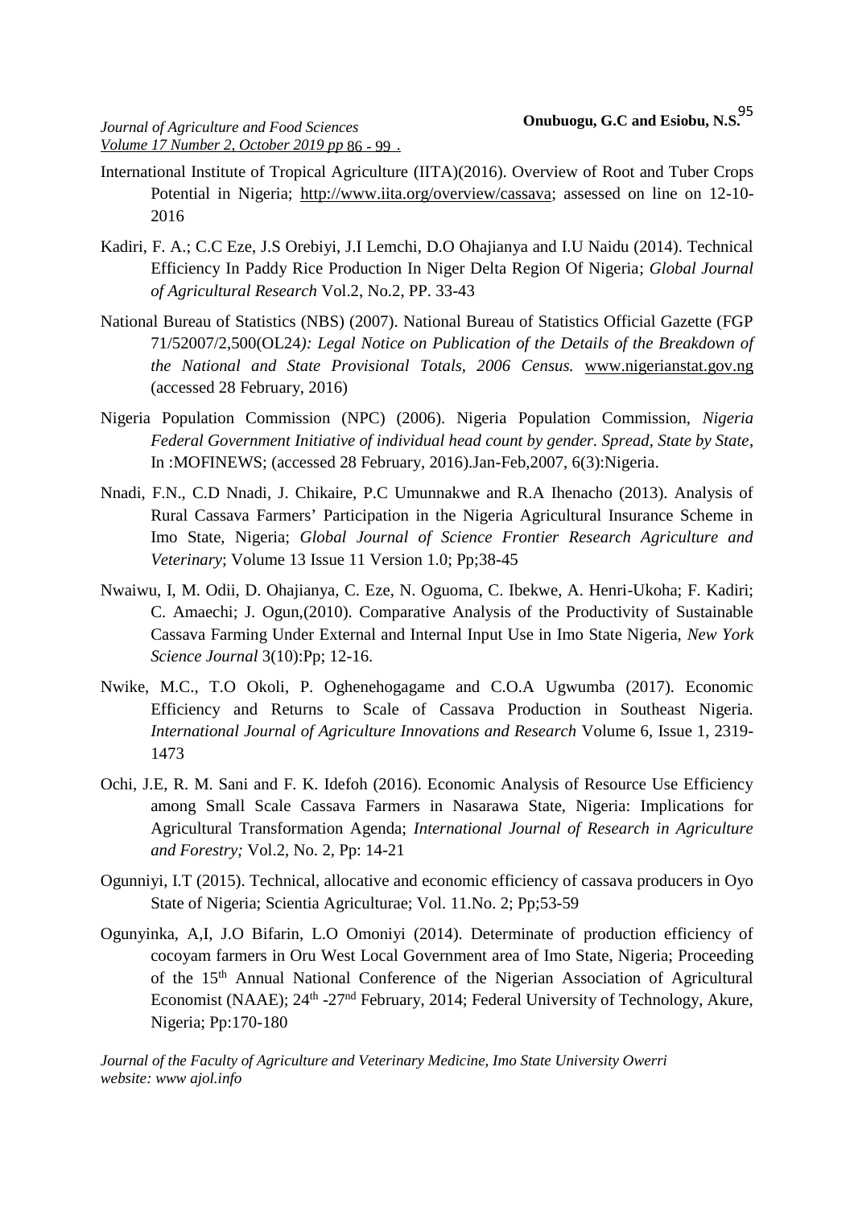International Institute of Tropical Agriculture (IITA)(2016). Overview of Root and Tuber Crops Potential in Nigeria; http://www.iita.org/overview/cassava; assessed on line on 12-10-2016

Kadiri, F. A.; C.C Eze, J.S Orebiyi, J.I Lemchi, D.O Ohajianya and I.U Naidu (2014). Technical Efficiency In Paddy Rice Production In Niger Delta Region Of Nigeria; *Global Journal of Agricultural Research* Vol.2, No.2, PP. 33-43

National Bureau of Statistics (NBS) (2007). National Bureau of Statistics Official Gazette (FGP 71/52007/2,500(OL24*): Legal Notice on Publication of the Details of the Breakdown of the National and State Provisional Totals, 2006 Census.* www.nigerianstat.gov.ng (accessed 28 February, 2016)

Nigeria Population Commission (NPC) (2006). Nigeria Population Commission, *Nigeria Federal Government Initiative of individual head count by gender. Spread, State by State*, In :MOFINEWS; (accessed 28 February, 2016).Jan-Feb,2007, 6(3):Nigeria.

Nnadi, F.N., C.D Nnadi, J. Chikaire, P.C Umunnakwe and R.A Ihenacho (2013). Analysis of Rural Cassava Farmers' Participation in the Nigeria Agricultural Insurance Scheme in Imo State, Nigeria; *Global Journal of Science Frontier Research Agriculture and Veterinary*; Volume 13 Issue 11 Version 1.0; Pp;38-45

Nwaiwu, I, M. Odii, D. Ohajianya, C. Eze, N. Oguoma, C. Ibekwe, A. Henri-Ukoha; F. Kadiri; C. Amaechi; J. Ogun,(2010). Comparative Analysis of the Productivity of Sustainable Cassava Farming Under External and Internal Input Use in Imo State Nigeria, *New York Science Journal* 3(10):Pp; 12-16.

Nwike, M.C., T.O Okoli, P. Oghenehogagame and C.O.A Ugwumba (2017). Economic Efficiency and Returns to Scale of Cassava Production in Southeast Nigeria. *International Journal of Agriculture Innovations and Research* Volume 6, Issue 1, 2319-1473

Ochi, J.E, R. M. Sani and F. K. Idefoh (2016). Economic Analysis of Resource Use Efficiency among Small Scale Cassava Farmers in Nasarawa State, Nigeria: Implications for Agricultural Transformation Agenda; *International Journal of Research in Agriculture and Forestry;* Vol.2, No. 2, Pp: 14-21

Ogunniyi, I.T (2015). Technical, allocative and economic efficiency of cassava producers in Oyo State of Nigeria; Scientia Agriculturae; Vol. 11.No. 2; Pp;53-59

Ogunyinka, A,I, J.O Bifarin, L.O Omoniyi (2014). Determinate of production efficiency of cocoyam farmers in Oru West Local Government area of Imo State, Nigeria; Proceeding of the 15th Annual National Conference of the Nigerian Association of Agricultural Economist (NAAE); 24th -27nd February, 2014; Federal University of Technology, Akure, Nigeria; Pp:170-180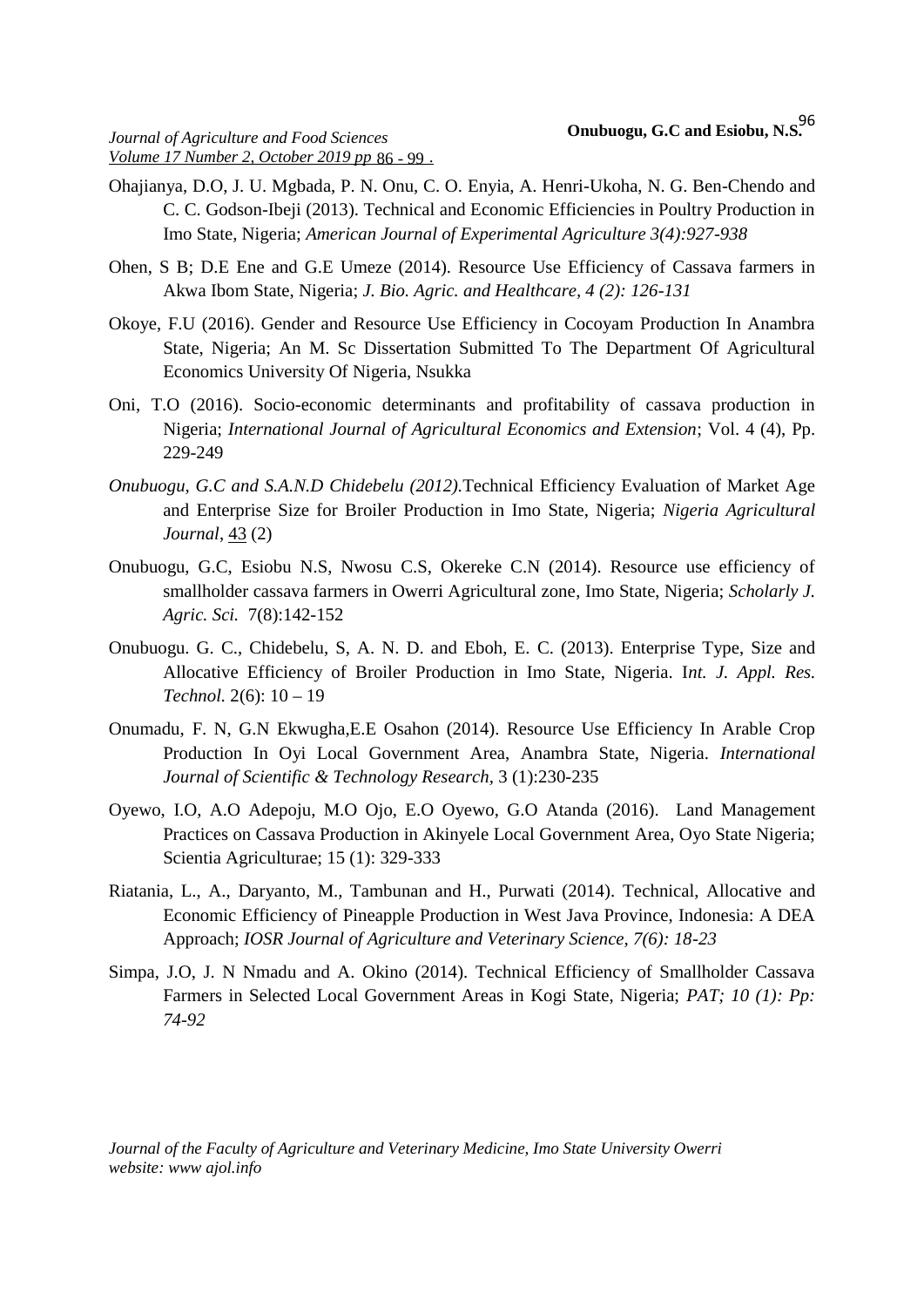Ohajianya, D.O, J. U. Mgbada, P. N. Onu, C. O. Enyia, A. Henri-Ukoha, N. G. Ben-Chendo and C. C. Godson-Ibeji (2013). Technical and Economic Efficiencies in Poultry Production in Imo State, Nigeria; *American Journal of Experimental Agriculture 3(4):927-938*

Ohen, S B; D.E Ene and G.E Umeze (2014). Resource Use Efficiency of Cassava farmers in Akwa Ibom State, Nigeria; *J. Bio. Agric. and Healthcare, 4 (2): 126-131*

Okoye, F.U (2016). Gender and Resource Use Efficiency in Cocoyam Production In Anambra State, Nigeria; An M. Sc Dissertation Submitted To The Department Of Agricultural Economics University Of Nigeria, Nsukka

Oni, T.O (2016). Socio-economic determinants and profitability of cassava production in Nigeria; *International Journal of Agricultural Economics and Extension*; Vol. 4 (4), Pp. 229-249

*Onubuogu, G.C and S.A.N.D Chidebelu (2012).*Technical Efficiency Evaluation of Market Age and Enterprise Size for Broiler Production in Imo State, Nigeria; *Nigeria Agricultural Journal*, 43 (2)

Onubuogu, G.C, Esiobu N.S, Nwosu C.S, Okereke C.N (2014). Resource use efficiency of smallholder cassava farmers in Owerri Agricultural zone, Imo State, Nigeria; *Scholarly J. Agric. Sci.* 7(8):142-152

Onubuogu. G. C., Chidebelu, S, A. N. D. and Eboh, E. C. (2013). Enterprise Type, Size and Allocative Efficiency of Broiler Production in Imo State, Nigeria. I*nt. J. Appl. Res. Technol.* 2(6): 10 – 19

Onumadu, F. N, G.N Ekwugha,E.E Osahon (2014). Resource Use Efficiency In Arable Crop Production In Oyi Local Government Area, Anambra State, Nigeria. *International Journal of Scientific & Technology Research,* 3 (1):230-235

Oyewo, I.O, A.O Adepoju, M.O Ojo, E.O Oyewo, G.O Atanda (2016). Land Management Practices on Cassava Production in Akinyele Local Government Area, Oyo State Nigeria; Scientia Agriculturae; 15 (1): 329-333

Riatania, L., A., Daryanto, M., Tambunan and H., Purwati (2014). Technical, Allocative and Economic Efficiency of Pineapple Production in West Java Province, Indonesia: A DEA Approach; *IOSR Journal of Agriculture and Veterinary Science, 7(6): 18-23*

Simpa, J.O, J. N Nmadu and A. Okino (2014). Technical Efficiency of Smallholder Cassava Farmers in Selected Local Government Areas in Kogi State, Nigeria; *PAT; 10 (1): Pp: 74-92*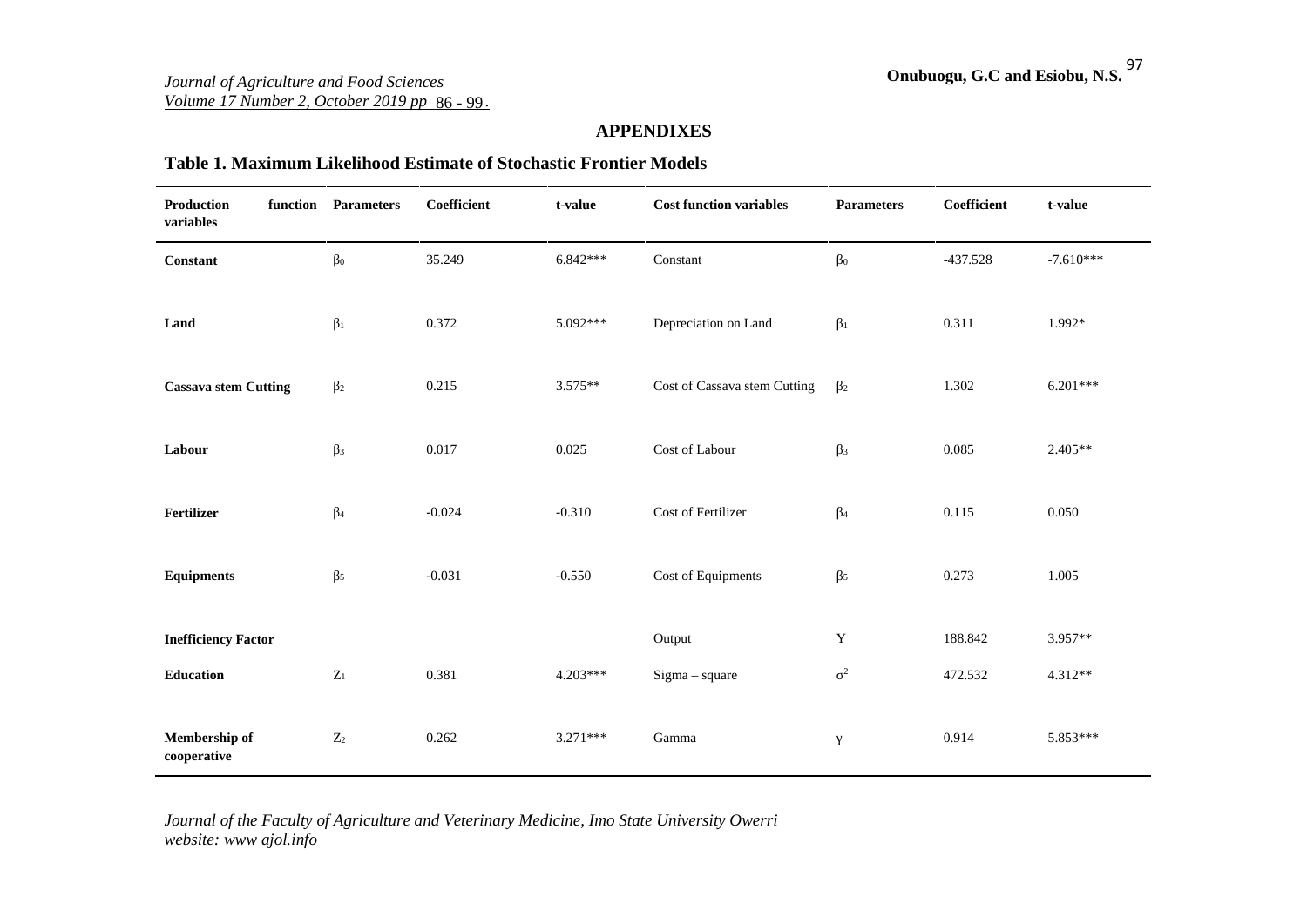## APPENDIXES

### Table 1. Maximum Likelihood Estimate of Stochastic Frontier Models

| Production function variables | Parameters | Coefficient | t-value | Cost function variables | Parameters | Coefficient | t-value |
|---|---|---|---|---|---|---|---|
| **Constant** | $\beta_0$ | 35.249 | 6.842*** | Constant | $\beta_0$ | -437.528 | -7.610*** |
| **Land** | $\beta_1$ | 0.372 | 5.092*** | Depreciation on Land | $\beta_1$ | 0.311 | 1.992* |
| **Cassava stem Cutting** | $\beta_2$ | 0.215 | 3.575** | Cost of Cassava stem Cutting | $\beta_2$ | 1.302 | 6.201*** |
| **Labour** | $\beta_3$ | 0.017 | 0.025 | Cost of Labour | $\beta_3$ | 0.085 | 2.405** |
| **Fertilizer** | $\beta_4$ | -0.024 | -0.310 | Cost of Fertilizer | $\beta_4$ | 0.115 | 0.050 |
| **Equipments** | $\beta_5$ | -0.031 | -0.550 | Cost of Equipments | $\beta_5$ | 0.273 | 1.005 |
| **Inefficiency Factor** | | | | Output | Y | 188.842 | 3.957** |
| **Education** | $Z_1$ | 0.381 | 4.203*** | Sigma – square | $\sigma^2$ | 472.532 | 4.312** |
| **Membership of cooperative** | $Z_2$ | 0.262 | 3.271*** | Gamma | $\gamma$ | 0.914 | 5.853*** |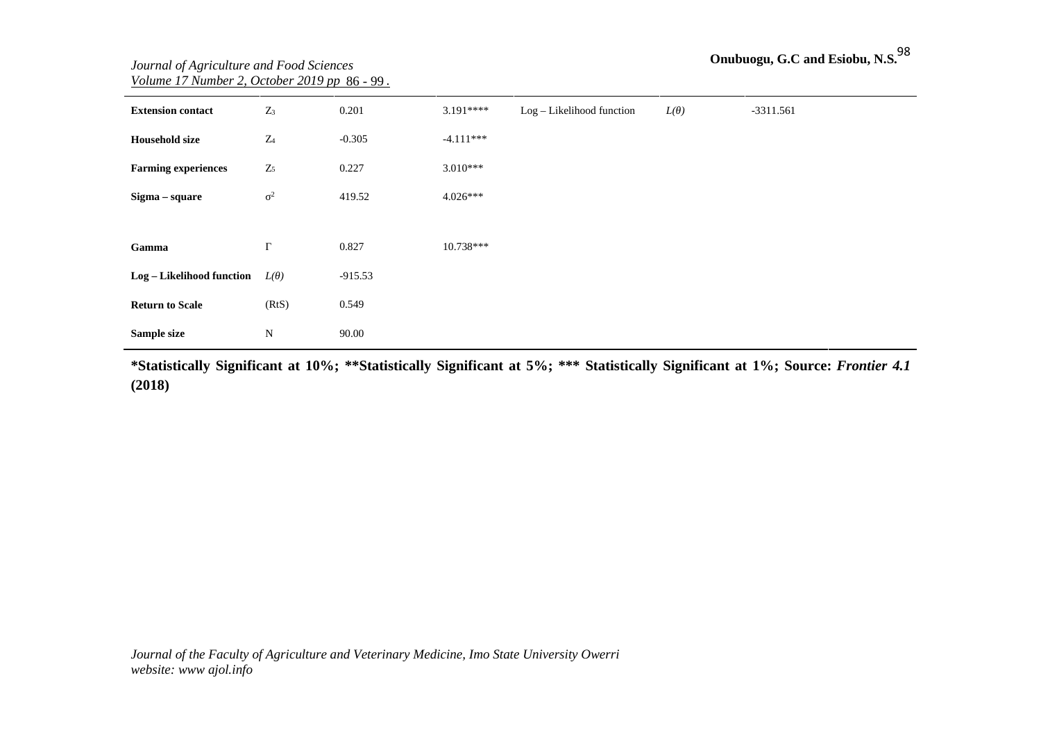| | | | | | | |
|---|---|---|---|---|---|---|
| **Extension contact** | $Z_3$ | 0.201 | 3.191**** | Log – Likelihood function | $L(\theta)$ | -3311.561 |
| **Household size** | $Z_4$ | -0.305 | -4.111*** | | | |
| **Farming experiences** | $Z_5$ | 0.227 | 3.010*** | | | |
| **Sigma – square** | $\sigma^2$ | 419.52 | 4.026*** | | | |
| **Gamma** | $\Gamma$ | 0.827 | 10.738*** | | | |
| **Log – Likelihood function** | $L(\theta)$ | -915.53 | | | | |
| **Return to Scale** | (RtS) | 0.549 | | | | |
| **Sample size** | N | 90.00 | | | | |

***Statistically Significant at 10%; **Statistically Significant at 5%; *** Statistically Significant at 1%; Source:** ***Frontier 4.1*** **(2018)**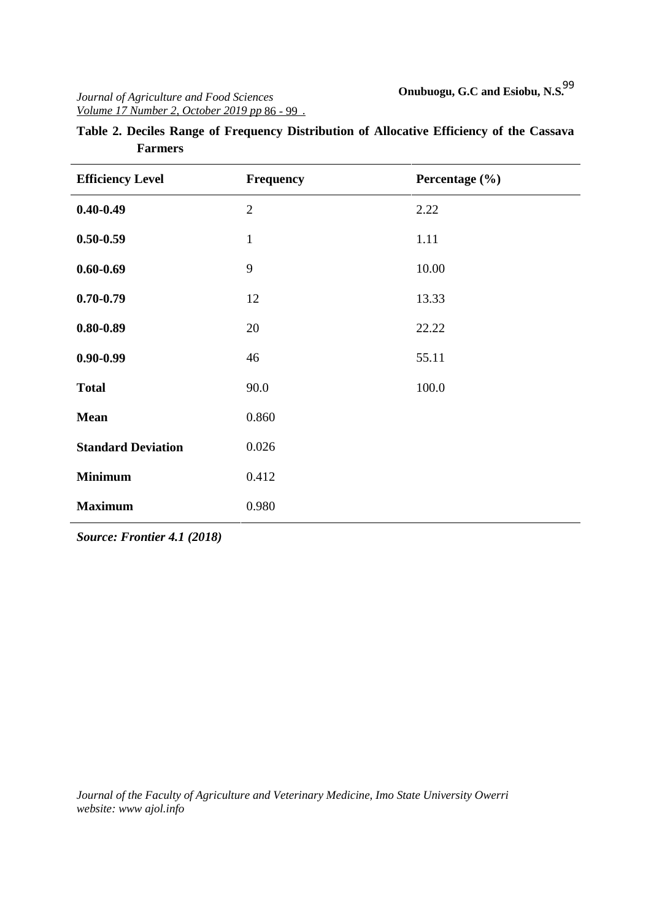**Table 2. Deciles Range of Frequency Distribution of Allocative Efficiency of the Cassava Farmers**

| Efficiency Level | Frequency | Percentage (%) |
|---|---|---|
| **0.40-0.49** | 2 | 2.22 |
| **0.50-0.59** | 1 | 1.11 |
| **0.60-0.69** | 9 | 10.00 |
| **0.70-0.79** | 12 | 13.33 |
| **0.80-0.89** | 20 | 22.22 |
| **0.90-0.99** | 46 | 55.11 |
| **Total** | 90.0 | 100.0 |
| **Mean** | 0.860 | |
| **Standard Deviation** | 0.026 | |
| **Minimum** | 0.412 | |
| **Maximum** | 0.980 | |

***Source: Frontier 4.1 (2018)***